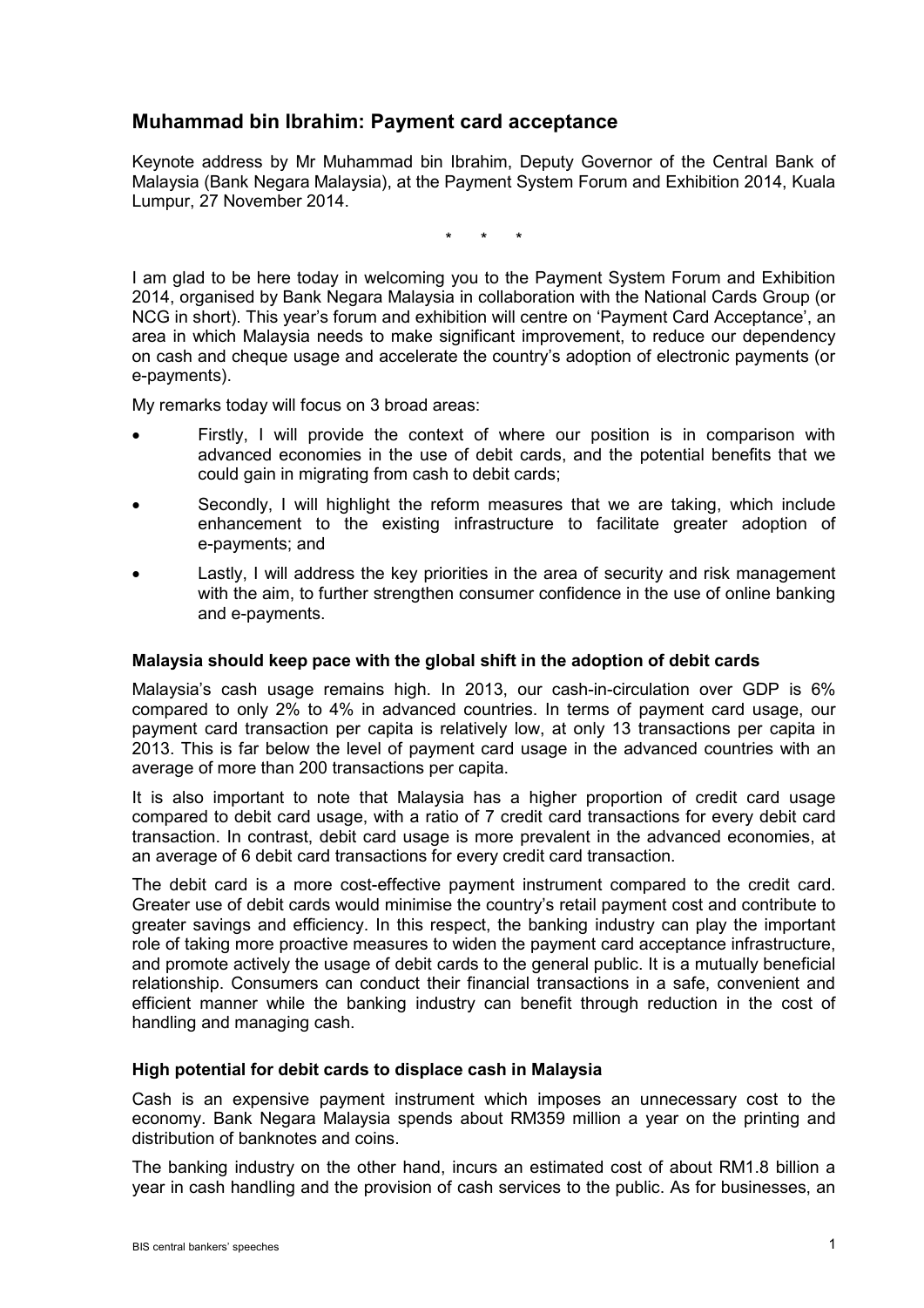# Muhammad bin Ibrahim: Payment card acceptance

Keynote address by Mr Muhammad bin Ibrahim, Deputy Governor of the Central Bank of Malaysia (Bank Negara Malaysia), at the Payment System Forum and Exhibition 2014, Kuala Lumpur, 27 November 2014.

\* \* \*

I am glad to be here today in welcoming you to the Payment System Forum and Exhibition 2014, organised by Bank Negara Malaysia in collaboration with the National Cards Group (or NCG in short). This year's forum and exhibition will centre on 'Payment Card Acceptance', an area in which Malaysia needs to make significant improvement, to reduce our dependency on cash and cheque usage and accelerate the country's adoption of electronic payments (or e-payments).

My remarks today will focus on 3 broad areas:

- Firstly, I will provide the context of where our position is in comparison with advanced economies in the use of debit cards, and the potential benefits that we could gain in migrating from cash to debit cards;
- Secondly, I will highlight the reform measures that we are taking, which include enhancement to the existing infrastructure to facilitate greater adoption of e-payments; and
- Lastly, I will address the key priorities in the area of security and risk management with the aim, to further strengthen consumer confidence in the use of online banking and e-payments.

### Malaysia should keep pace with the global shift in the adoption of debit cards

Malaysia's cash usage remains high. In 2013, our cash-in-circulation over GDP is 6% compared to only 2% to 4% in advanced countries. In terms of payment card usage, our payment card transaction per capita is relatively low, at only 13 transactions per capita in 2013. This is far below the level of payment card usage in the advanced countries with an average of more than 200 transactions per capita.

It is also important to note that Malaysia has a higher proportion of credit card usage compared to debit card usage, with a ratio of 7 credit card transactions for every debit card transaction. In contrast, debit card usage is more prevalent in the advanced economies, at an average of 6 debit card transactions for every credit card transaction.

The debit card is a more cost-effective payment instrument compared to the credit card. Greater use of debit cards would minimise the country's retail payment cost and contribute to greater savings and efficiency. In this respect, the banking industry can play the important role of taking more proactive measures to widen the payment card acceptance infrastructure, and promote actively the usage of debit cards to the general public. It is a mutually beneficial relationship. Consumers can conduct their financial transactions in a safe, convenient and efficient manner while the banking industry can benefit through reduction in the cost of handling and managing cash.

### High potential for debit cards to displace cash in Malaysia

Cash is an expensive payment instrument which imposes an unnecessary cost to the economy. Bank Negara Malaysia spends about RM359 million a year on the printing and distribution of banknotes and coins.

The banking industry on the other hand, incurs an estimated cost of about RM1.8 billion a year in cash handling and the provision of cash services to the public. As for businesses, an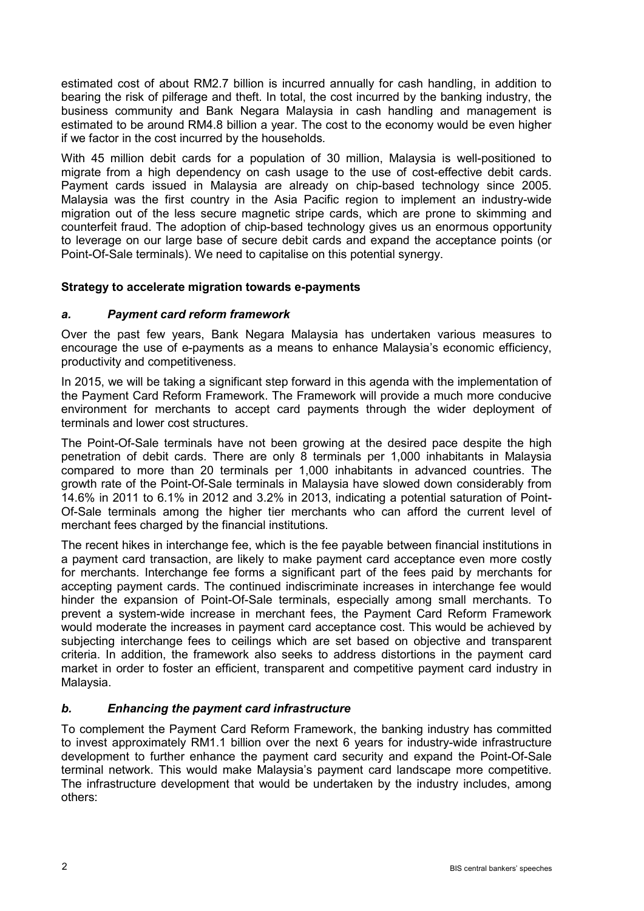estimated cost of about RM2.7 billion is incurred annually for cash handling, in addition to bearing the risk of pilferage and theft. In total, the cost incurred by the banking industry, the business community and Bank Negara Malaysia in cash handling and management is estimated to be around RM4.8 billion a year. The cost to the economy would be even higher if we factor in the cost incurred by the households.

With 45 million debit cards for a population of 30 million, Malaysia is well-positioned to migrate from a high dependency on cash usage to the use of cost-effective debit cards. Payment cards issued in Malaysia are already on chip-based technology since 2005. Malaysia was the first country in the Asia Pacific region to implement an industry-wide migration out of the less secure magnetic stripe cards, which are prone to skimming and counterfeit fraud. The adoption of chip-based technology gives us an enormous opportunity to leverage on our large base of secure debit cards and expand the acceptance points (or Point-Of-Sale terminals). We need to capitalise on this potential synergy.

**Strategy to accelerate migration towards e-payments**

***a. Payment card reform framework***

Over the past few years, Bank Negara Malaysia has undertaken various measures to encourage the use of e-payments as a means to enhance Malaysia's economic efficiency, productivity and competitiveness.

In 2015, we will be taking a significant step forward in this agenda with the implementation of the Payment Card Reform Framework. The Framework will provide a much more conducive environment for merchants to accept card payments through the wider deployment of terminals and lower cost structures.

The Point-Of-Sale terminals have not been growing at the desired pace despite the high penetration of debit cards. There are only 8 terminals per 1,000 inhabitants in Malaysia compared to more than 20 terminals per 1,000 inhabitants in advanced countries. The growth rate of the Point-Of-Sale terminals in Malaysia have slowed down considerably from 14.6% in 2011 to 6.1% in 2012 and 3.2% in 2013, indicating a potential saturation of Point-Of-Sale terminals among the higher tier merchants who can afford the current level of merchant fees charged by the financial institutions.

The recent hikes in interchange fee, which is the fee payable between financial institutions in a payment card transaction, are likely to make payment card acceptance even more costly for merchants. Interchange fee forms a significant part of the fees paid by merchants for accepting payment cards. The continued indiscriminate increases in interchange fee would hinder the expansion of Point-Of-Sale terminals, especially among small merchants. To prevent a system-wide increase in merchant fees, the Payment Card Reform Framework would moderate the increases in payment card acceptance cost. This would be achieved by subjecting interchange fees to ceilings which are set based on objective and transparent criteria. In addition, the framework also seeks to address distortions in the payment card market in order to foster an efficient, transparent and competitive payment card industry in Malaysia.

***b. Enhancing the payment card infrastructure***

To complement the Payment Card Reform Framework, the banking industry has committed to invest approximately RM1.1 billion over the next 6 years for industry-wide infrastructure development to further enhance the payment card security and expand the Point-Of-Sale terminal network. This would make Malaysia's payment card landscape more competitive. The infrastructure development that would be undertaken by the industry includes, among others: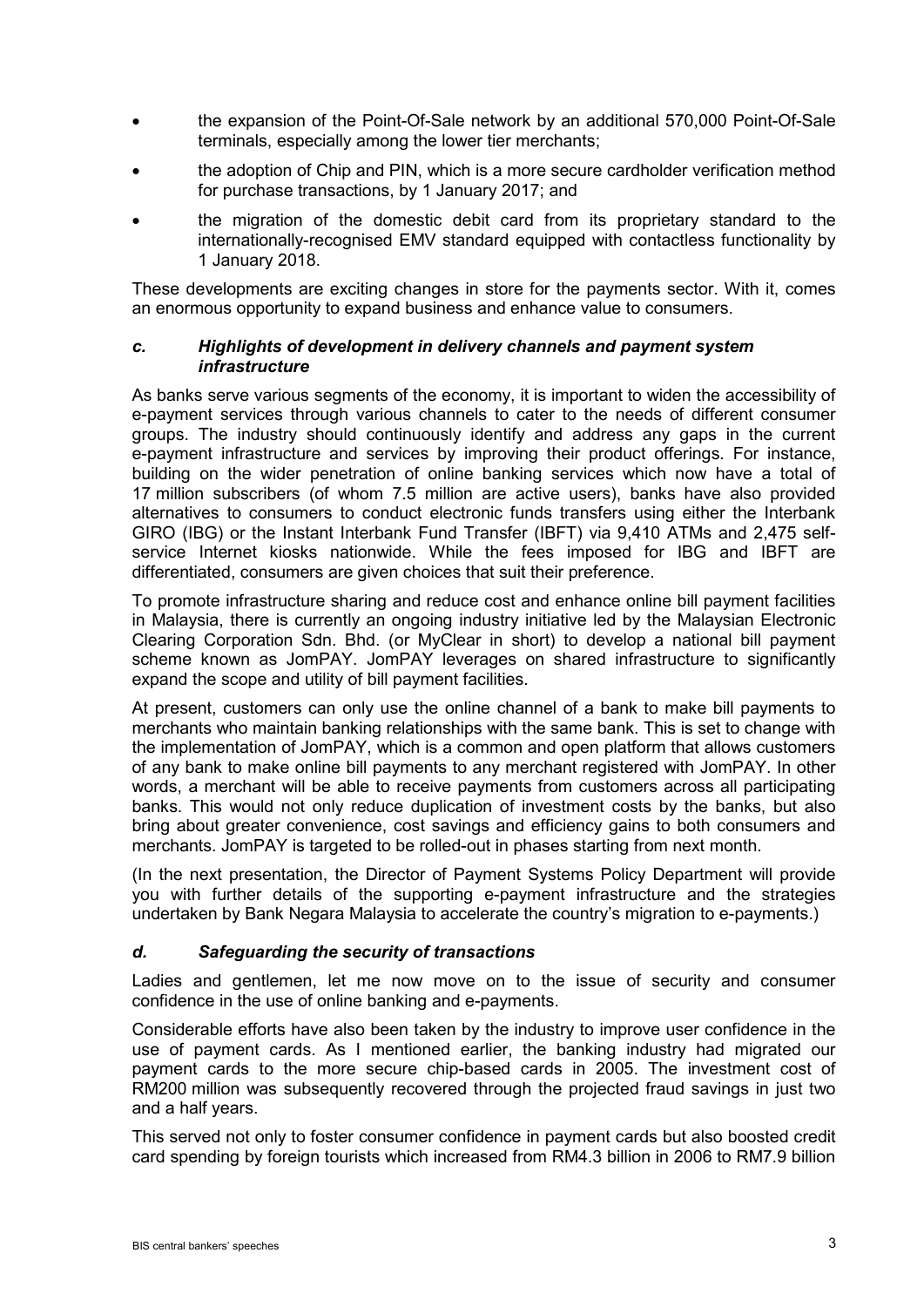- the expansion of the Point-Of-Sale network by an additional 570,000 Point-Of-Sale terminals, especially among the lower tier merchants;
- the adoption of Chip and PIN, which is a more secure cardholder verification method for purchase transactions, by 1 January 2017; and
- the migration of the domestic debit card from its proprietary standard to the internationally-recognised EMV standard equipped with contactless functionality by 1 January 2018.

These developments are exciting changes in store for the payments sector. With it, comes an enormous opportunity to expand business and enhance value to consumers.

### *c. Highlights of development in delivery channels and payment system infrastructure*

As banks serve various segments of the economy, it is important to widen the accessibility of e-payment services through various channels to cater to the needs of different consumer groups. The industry should continuously identify and address any gaps in the current e-payment infrastructure and services by improving their product offerings. For instance, building on the wider penetration of online banking services which now have a total of 17 million subscribers (of whom 7.5 million are active users), banks have also provided alternatives to consumers to conduct electronic funds transfers using either the Interbank GIRO (IBG) or the Instant Interbank Fund Transfer (IBFT) via 9,410 ATMs and 2,475 self-service Internet kiosks nationwide. While the fees imposed for IBG and IBFT are differentiated, consumers are given choices that suit their preference.

To promote infrastructure sharing and reduce cost and enhance online bill payment facilities in Malaysia, there is currently an ongoing industry initiative led by the Malaysian Electronic Clearing Corporation Sdn. Bhd. (or MyClear in short) to develop a national bill payment scheme known as JomPAY. JomPAY leverages on shared infrastructure to significantly expand the scope and utility of bill payment facilities.

At present, customers can only use the online channel of a bank to make bill payments to merchants who maintain banking relationships with the same bank. This is set to change with the implementation of JomPAY, which is a common and open platform that allows customers of any bank to make online bill payments to any merchant registered with JomPAY. In other words, a merchant will be able to receive payments from customers across all participating banks. This would not only reduce duplication of investment costs by the banks, but also bring about greater convenience, cost savings and efficiency gains to both consumers and merchants. JomPAY is targeted to be rolled-out in phases starting from next month.

(In the next presentation, the Director of Payment Systems Policy Department will provide you with further details of the supporting e-payment infrastructure and the strategies undertaken by Bank Negara Malaysia to accelerate the country's migration to e-payments.)

### *d. Safeguarding the security of transactions*

Ladies and gentlemen, let me now move on to the issue of security and consumer confidence in the use of online banking and e-payments.

Considerable efforts have also been taken by the industry to improve user confidence in the use of payment cards. As I mentioned earlier, the banking industry had migrated our payment cards to the more secure chip-based cards in 2005. The investment cost of RM200 million was subsequently recovered through the projected fraud savings in just two and a half years.

This served not only to foster consumer confidence in payment cards but also boosted credit card spending by foreign tourists which increased from RM4.3 billion in 2006 to RM7.9 billion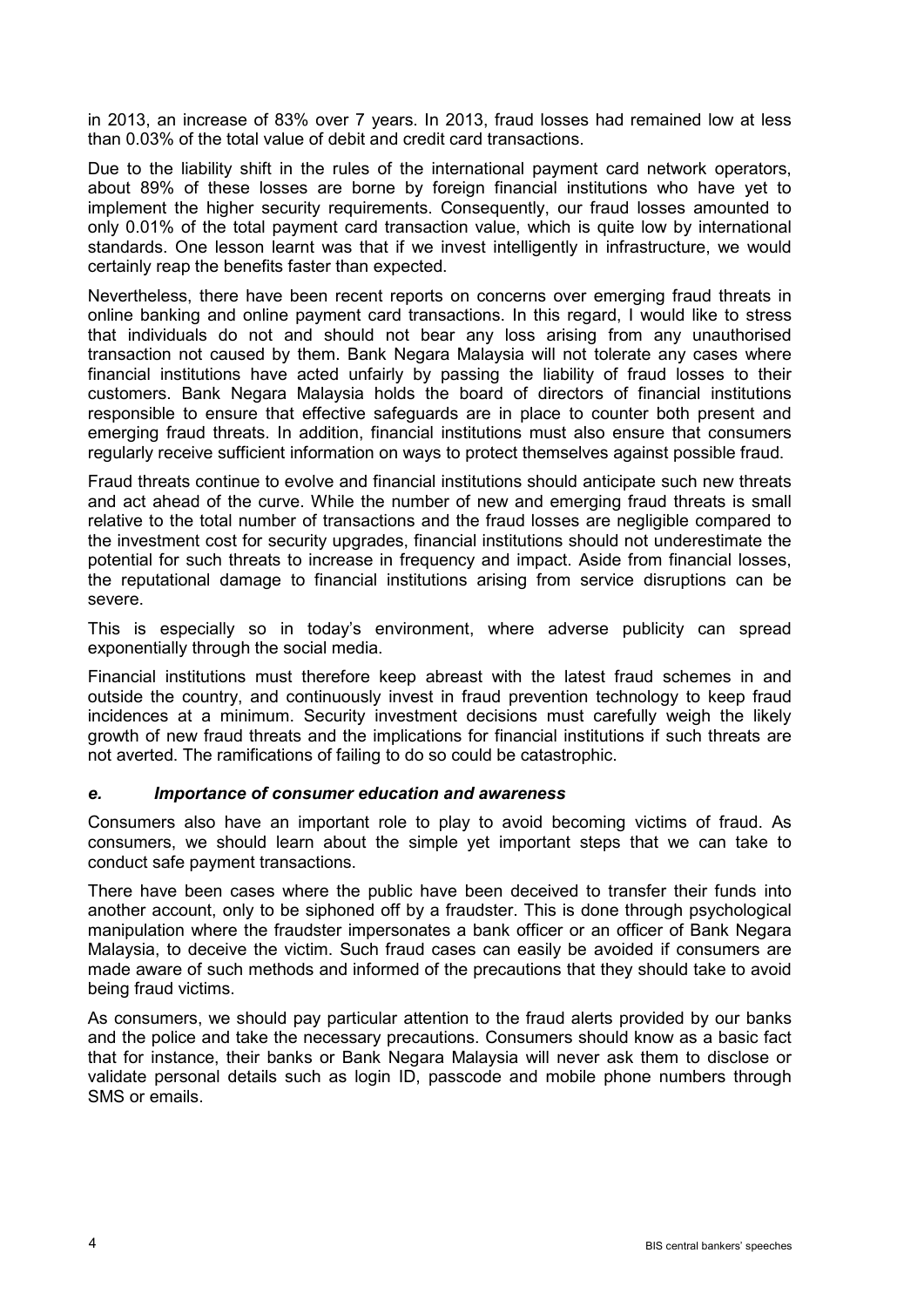in 2013, an increase of 83% over 7 years. In 2013, fraud losses had remained low at less than 0.03% of the total value of debit and credit card transactions.

Due to the liability shift in the rules of the international payment card network operators, about 89% of these losses are borne by foreign financial institutions who have yet to implement the higher security requirements. Consequently, our fraud losses amounted to only 0.01% of the total payment card transaction value, which is quite low by international standards. One lesson learnt was that if we invest intelligently in infrastructure, we would certainly reap the benefits faster than expected.

Nevertheless, there have been recent reports on concerns over emerging fraud threats in online banking and online payment card transactions. In this regard, I would like to stress that individuals do not and should not bear any loss arising from any unauthorised transaction not caused by them. Bank Negara Malaysia will not tolerate any cases where financial institutions have acted unfairly by passing the liability of fraud losses to their customers. Bank Negara Malaysia holds the board of directors of financial institutions responsible to ensure that effective safeguards are in place to counter both present and emerging fraud threats. In addition, financial institutions must also ensure that consumers regularly receive sufficient information on ways to protect themselves against possible fraud.

Fraud threats continue to evolve and financial institutions should anticipate such new threats and act ahead of the curve. While the number of new and emerging fraud threats is small relative to the total number of transactions and the fraud losses are negligible compared to the investment cost for security upgrades, financial institutions should not underestimate the potential for such threats to increase in frequency and impact. Aside from financial losses, the reputational damage to financial institutions arising from service disruptions can be severe.

This is especially so in today's environment, where adverse publicity can spread exponentially through the social media.

Financial institutions must therefore keep abreast with the latest fraud schemes in and outside the country, and continuously invest in fraud prevention technology to keep fraud incidences at a minimum. Security investment decisions must carefully weigh the likely growth of new fraud threats and the implications for financial institutions if such threats are not averted. The ramifications of failing to do so could be catastrophic.

### *e. Importance of consumer education and awareness*

Consumers also have an important role to play to avoid becoming victims of fraud. As consumers, we should learn about the simple yet important steps that we can take to conduct safe payment transactions.

There have been cases where the public have been deceived to transfer their funds into another account, only to be siphoned off by a fraudster. This is done through psychological manipulation where the fraudster impersonates a bank officer or an officer of Bank Negara Malaysia, to deceive the victim. Such fraud cases can easily be avoided if consumers are made aware of such methods and informed of the precautions that they should take to avoid being fraud victims.

As consumers, we should pay particular attention to the fraud alerts provided by our banks and the police and take the necessary precautions. Consumers should know as a basic fact that for instance, their banks or Bank Negara Malaysia will never ask them to disclose or validate personal details such as login ID, passcode and mobile phone numbers through SMS or emails.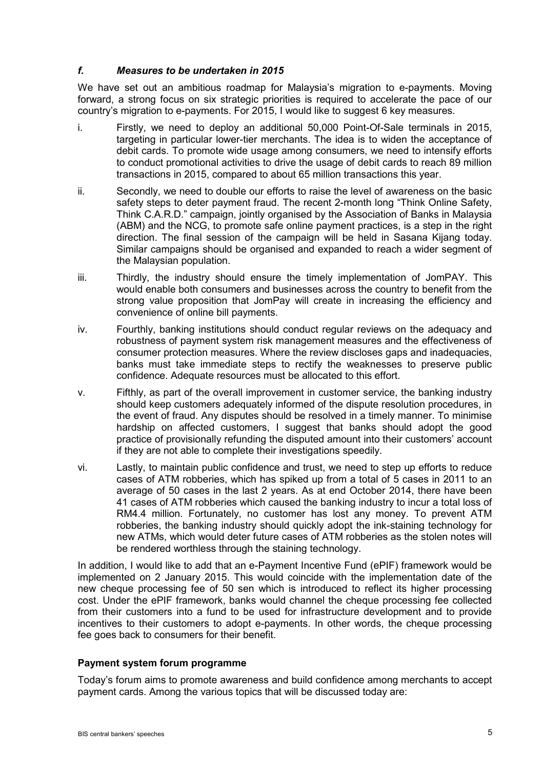### *f. Measures to be undertaken in 2015*

We have set out an ambitious roadmap for Malaysia's migration to e-payments. Moving forward, a strong focus on six strategic priorities is required to accelerate the pace of our country's migration to e-payments. For 2015, I would like to suggest 6 key measures.

i. Firstly, we need to deploy an additional 50,000 Point-Of-Sale terminals in 2015, targeting in particular lower-tier merchants. The idea is to widen the acceptance of debit cards. To promote wide usage among consumers, we need to intensify efforts to conduct promotional activities to drive the usage of debit cards to reach 89 million transactions in 2015, compared to about 65 million transactions this year.

ii. Secondly, we need to double our efforts to raise the level of awareness on the basic safety steps to deter payment fraud. The recent 2-month long "Think Online Safety, Think C.A.R.D." campaign, jointly organised by the Association of Banks in Malaysia (ABM) and the NCG, to promote safe online payment practices, is a step in the right direction. The final session of the campaign will be held in Sasana Kijang today. Similar campaigns should be organised and expanded to reach a wider segment of the Malaysian population.

iii. Thirdly, the industry should ensure the timely implementation of JomPAY. This would enable both consumers and businesses across the country to benefit from the strong value proposition that JomPay will create in increasing the efficiency and convenience of online bill payments.

iv. Fourthly, banking institutions should conduct regular reviews on the adequacy and robustness of payment system risk management measures and the effectiveness of consumer protection measures. Where the review discloses gaps and inadequacies, banks must take immediate steps to rectify the weaknesses to preserve public confidence. Adequate resources must be allocated to this effort.

v. Fifthly, as part of the overall improvement in customer service, the banking industry should keep customers adequately informed of the dispute resolution procedures, in the event of fraud. Any disputes should be resolved in a timely manner. To minimise hardship on affected customers, I suggest that banks should adopt the good practice of provisionally refunding the disputed amount into their customers' account if they are not able to complete their investigations speedily.

vi. Lastly, to maintain public confidence and trust, we need to step up efforts to reduce cases of ATM robberies, which has spiked up from a total of 5 cases in 2011 to an average of 50 cases in the last 2 years. As at end October 2014, there have been 41 cases of ATM robberies which caused the banking industry to incur a total loss of RM4.4 million. Fortunately, no customer has lost any money. To prevent ATM robberies, the banking industry should quickly adopt the ink-staining technology for new ATMs, which would deter future cases of ATM robberies as the stolen notes will be rendered worthless through the staining technology.

In addition, I would like to add that an e-Payment Incentive Fund (ePIF) framework would be implemented on 2 January 2015. This would coincide with the implementation date of the new cheque processing fee of 50 sen which is introduced to reflect its higher processing cost. Under the ePIF framework, banks would channel the cheque processing fee collected from their customers into a fund to be used for infrastructure development and to provide incentives to their customers to adopt e-payments. In other words, the cheque processing fee goes back to consumers for their benefit.

**Payment system forum programme**

Today's forum aims to promote awareness and build confidence among merchants to accept payment cards. Among the various topics that will be discussed today are: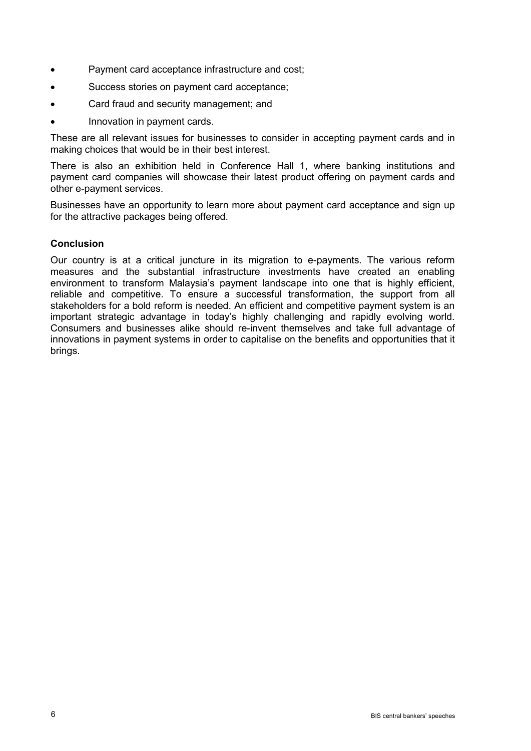- Payment card acceptance infrastructure and cost;
- Success stories on payment card acceptance;
- Card fraud and security management; and
- Innovation in payment cards.

These are all relevant issues for businesses to consider in accepting payment cards and in making choices that would be in their best interest.

There is also an exhibition held in Conference Hall 1, where banking institutions and payment card companies will showcase their latest product offering on payment cards and other e-payment services.

Businesses have an opportunity to learn more about payment card acceptance and sign up for the attractive packages being offered.

**Conclusion**

Our country is at a critical juncture in its migration to e-payments. The various reform measures and the substantial infrastructure investments have created an enabling environment to transform Malaysia's payment landscape into one that is highly efficient, reliable and competitive. To ensure a successful transformation, the support from all stakeholders for a bold reform is needed. An efficient and competitive payment system is an important strategic advantage in today's highly challenging and rapidly evolving world. Consumers and businesses alike should re-invent themselves and take full advantage of innovations in payment systems in order to capitalise on the benefits and opportunities that it brings.